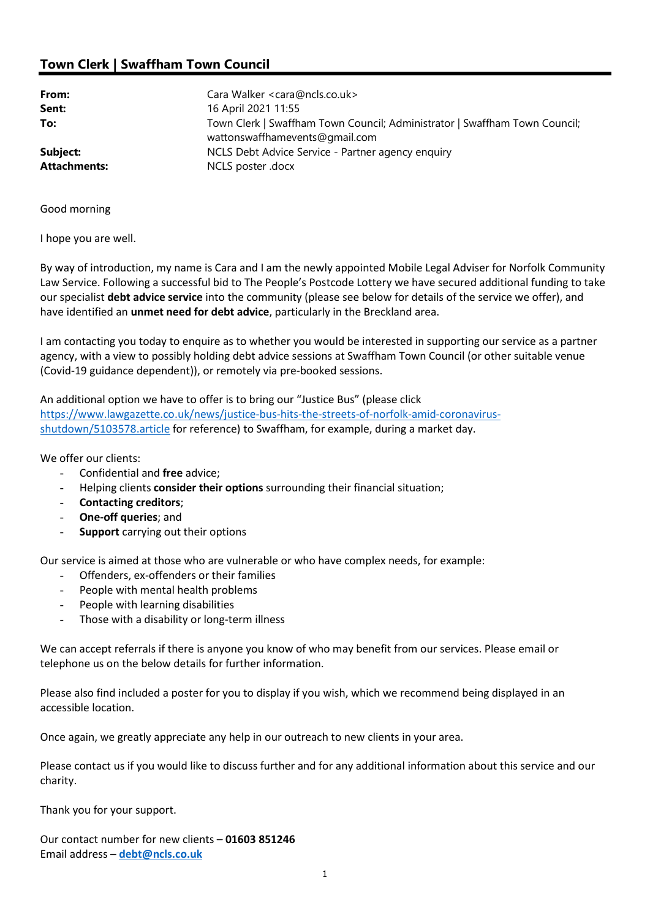## Town Clerk | Swaffham Town Council

| | |
|---|---|
| **From:** | Cara Walker <cara@ncls.co.uk> |
| **Sent:** | 16 April 2021 11:55 |
| **To:** | Town Clerk \| Swaffham Town Council; Administrator \| Swaffham Town Council; wattonswaffhamevents@gmail.com |
| **Subject:** | NCLS Debt Advice Service - Partner agency enquiry |
| **Attachments:** | NCLS poster .docx |

Good morning

I hope you are well.

By way of introduction, my name is Cara and I am the newly appointed Mobile Legal Adviser for Norfolk Community Law Service. Following a successful bid to The People's Postcode Lottery we have secured additional funding to take our specialist **debt advice service** into the community (please see below for details of the service we offer), and have identified an **unmet need for debt advice**, particularly in the Breckland area.

I am contacting you today to enquire as to whether you would be interested in supporting our service as a partner agency, with a view to possibly holding debt advice sessions at Swaffham Town Council (or other suitable venue (Covid-19 guidance dependent)), or remotely via pre-booked sessions.

An additional option we have to offer is to bring our "Justice Bus" (please click https://www.lawgazette.co.uk/news/justice-bus-hits-the-streets-of-norfolk-amid-coronavirus-shutdown/5103578.article for reference) to Swaffham, for example, during a market day.

We offer our clients:

- Confidential and **free** advice;
- Helping clients **consider their options** surrounding their financial situation;
- **Contacting creditors**;
- **One-off queries**; and
- **Support** carrying out their options

Our service is aimed at those who are vulnerable or who have complex needs, for example:

- Offenders, ex-offenders or their families
- People with mental health problems
- People with learning disabilities
- Those with a disability or long-term illness

We can accept referrals if there is anyone you know of who may benefit from our services. Please email or telephone us on the below details for further information.

Please also find included a poster for you to display if you wish, which we recommend being displayed in an accessible location.

Once again, we greatly appreciate any help in our outreach to new clients in your area.

Please contact us if you would like to discuss further and for any additional information about this service and our charity.

Thank you for your support.

Our contact number for new clients – **01603 851246**
Email address – **debt@ncls.co.uk**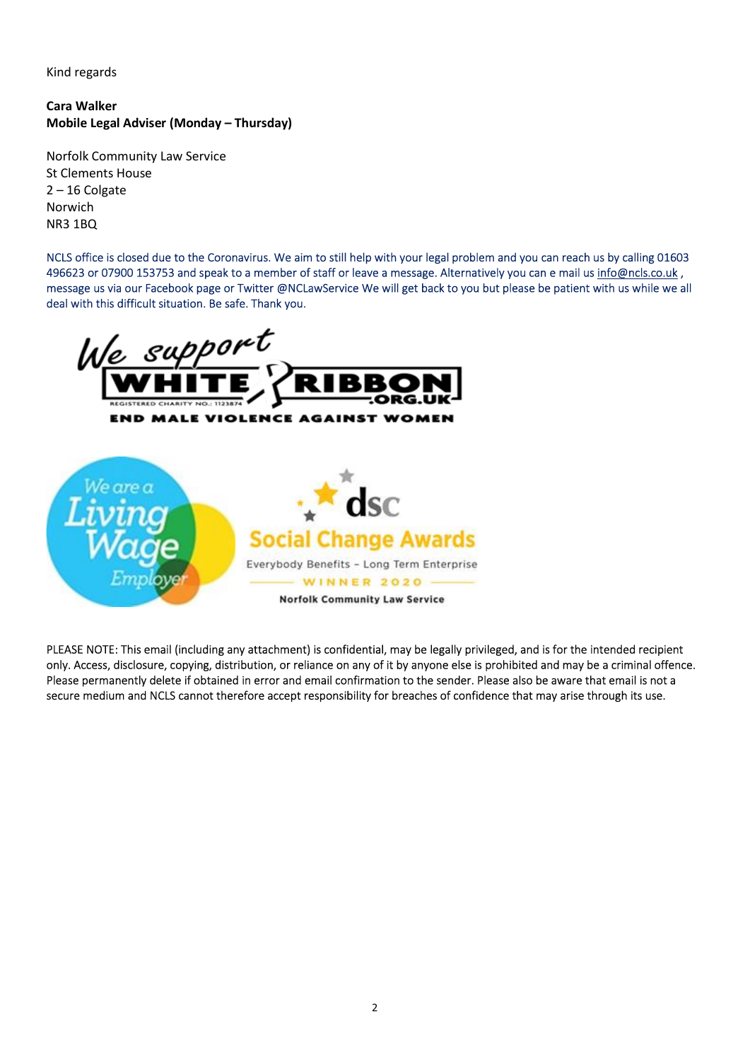Kind regards

**Cara Walker**
**Mobile Legal Adviser (Monday – Thursday)**

Norfolk Community Law Service
St Clements House
2 – 16 Colgate
Norwich
NR3 1BQ

NCLS office is closed due to the Coronavirus. We aim to still help with your legal problem and you can reach us by calling 01603 496623 or 07900 153753 and speak to a member of staff or leave a message. Alternatively you can e mail us info@ncls.co.uk , message us via our Facebook page or Twitter @NCLawService We will get back to you but please be patient with us while we all deal with this difficult situation. Be safe. Thank you.

We support WHITE RIBBON .ORG.UK
REGISTERED CHARITY NO.: 1123874
END MALE VIOLENCE AGAINST WOMEN

We are a Living Wage Employer

dsc
Social Change Awards
Everybody Benefits – Long Term Enterprise
WINNER 2020
Norfolk Community Law Service

PLEASE NOTE: This email (including any attachment) is confidential, may be legally privileged, and is for the intended recipient only. Access, disclosure, copying, distribution, or reliance on any of it by anyone else is prohibited and may be a criminal offence. Please permanently delete if obtained in error and email confirmation to the sender. Please also be aware that email is not a secure medium and NCLS cannot therefore accept responsibility for breaches of confidence that may arise through its use.